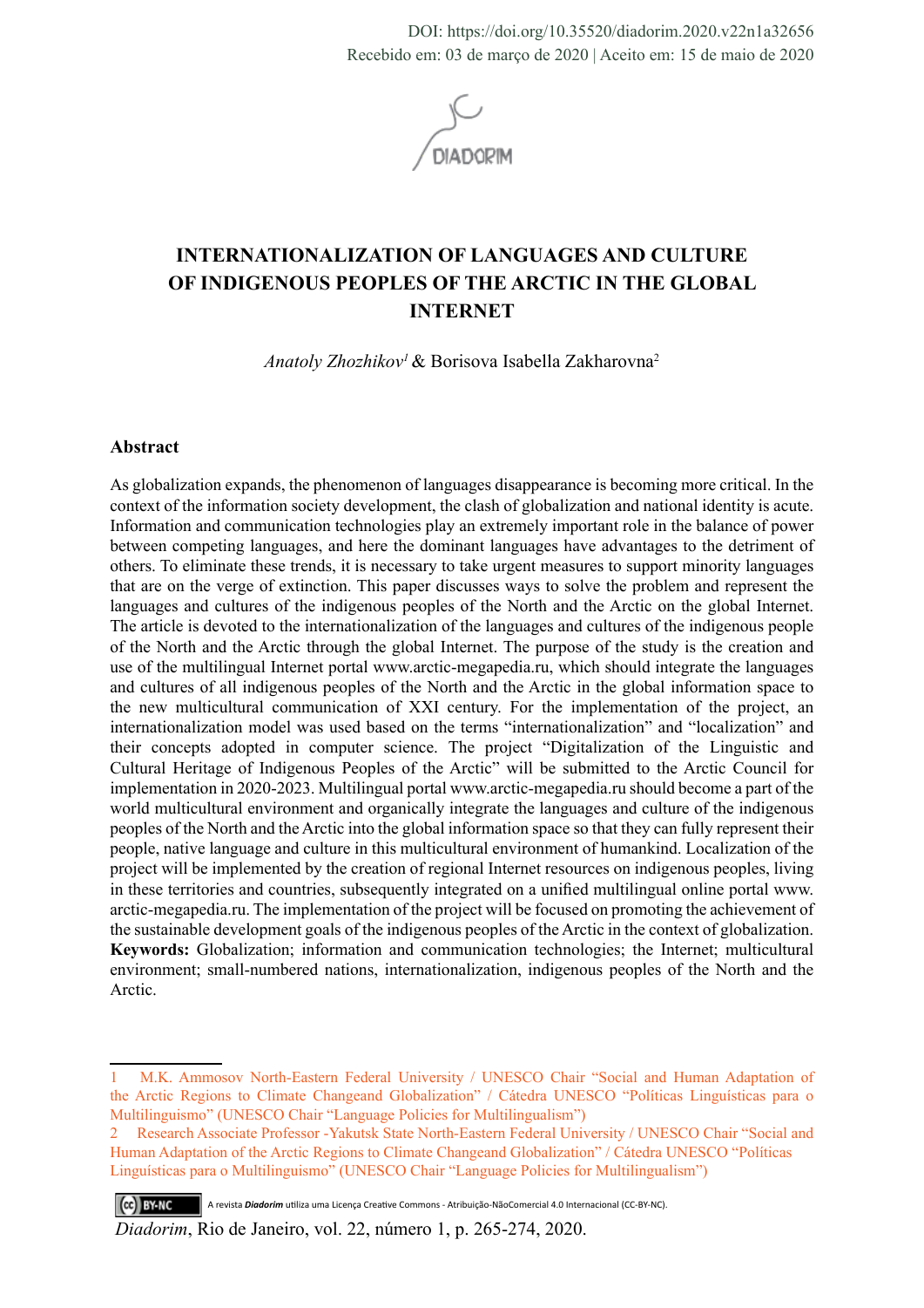DOI: https://doi.org/10.35520/diadorim.2020.v22n1a32656
Recebido em: 03 de março de 2020 | Aceito em: 15 de maio de 2020

# INTERNATIONALIZATION OF LANGUAGES AND CULTURE OF INDIGENOUS PEOPLES OF THE ARCTIC IN THE GLOBAL INTERNET

*Anatoly Zhozhikov*[1] & Borisova Isabella Zakharovna[2]

### Abstract

As globalization expands, the phenomenon of languages disappearance is becoming more critical. In the context of the information society development, the clash of globalization and national identity is acute. Information and communication technologies play an extremely important role in the balance of power between competing languages, and here the dominant languages have advantages to the detriment of others. To eliminate these trends, it is necessary to take urgent measures to support minority languages that are on the verge of extinction. This paper discusses ways to solve the problem and represent the languages and cultures of the indigenous peoples of the North and the Arctic on the global Internet. The article is devoted to the internationalization of the languages and cultures of the indigenous people of the North and the Arctic through the global Internet. The purpose of the study is the creation and use of the multilingual Internet portal www.arctic-megapedia.ru, which should integrate the languages and cultures of all indigenous peoples of the North and the Arctic in the global information space to the new multicultural communication of XXI century. For the implementation of the project, an internationalization model was used based on the terms "internationalization" and "localization" and their concepts adopted in computer science. The project "Digitalization of the Linguistic and Cultural Heritage of Indigenous Peoples of the Arctic" will be submitted to the Arctic Council for implementation in 2020-2023. Multilingual portal www.arctic-megapedia.ru should become a part of the world multicultural environment and organically integrate the languages and culture of the indigenous peoples of the North and the Arctic into the global information space so that they can fully represent their people, native language and culture in this multicultural environment of humankind. Localization of the project will be implemented by the creation of regional Internet resources on indigenous peoples, living in these territories and countries, subsequently integrated on a unified multilingual online portal www.arctic-megapedia.ru. The implementation of the project will be focused on promoting the achievement of the sustainable development goals of the indigenous peoples of the Arctic in the context of globalization.

**Keywords:** Globalization; information and communication technologies; the Internet; multicultural environment; small-numbered nations, internationalization, indigenous peoples of the North and the Arctic.

---

1 M.K. Ammosov North-Eastern Federal University / UNESCO Chair "Social and Human Adaptation of the Arctic Regions to Climate Changeand Globalization" / Cátedra UNESCO "Políticas Linguísticas para o Multilinguismo" (UNESCO Chair "Language Policies for Multilingualism")

2 Research Associate Professor -Yakutsk State North-Eastern Federal University / UNESCO Chair "Social and Human Adaptation of the Arctic Regions to Climate Changeand Globalization" / Cátedra UNESCO "Políticas Linguísticas para o Multilinguismo" (UNESCO Chair "Language Policies for Multilingualism")

A revista *Diadorim* utiliza uma Licença Creative Commons - Atribuição-NãoComercial 4.0 Internacional (CC-BY-NC).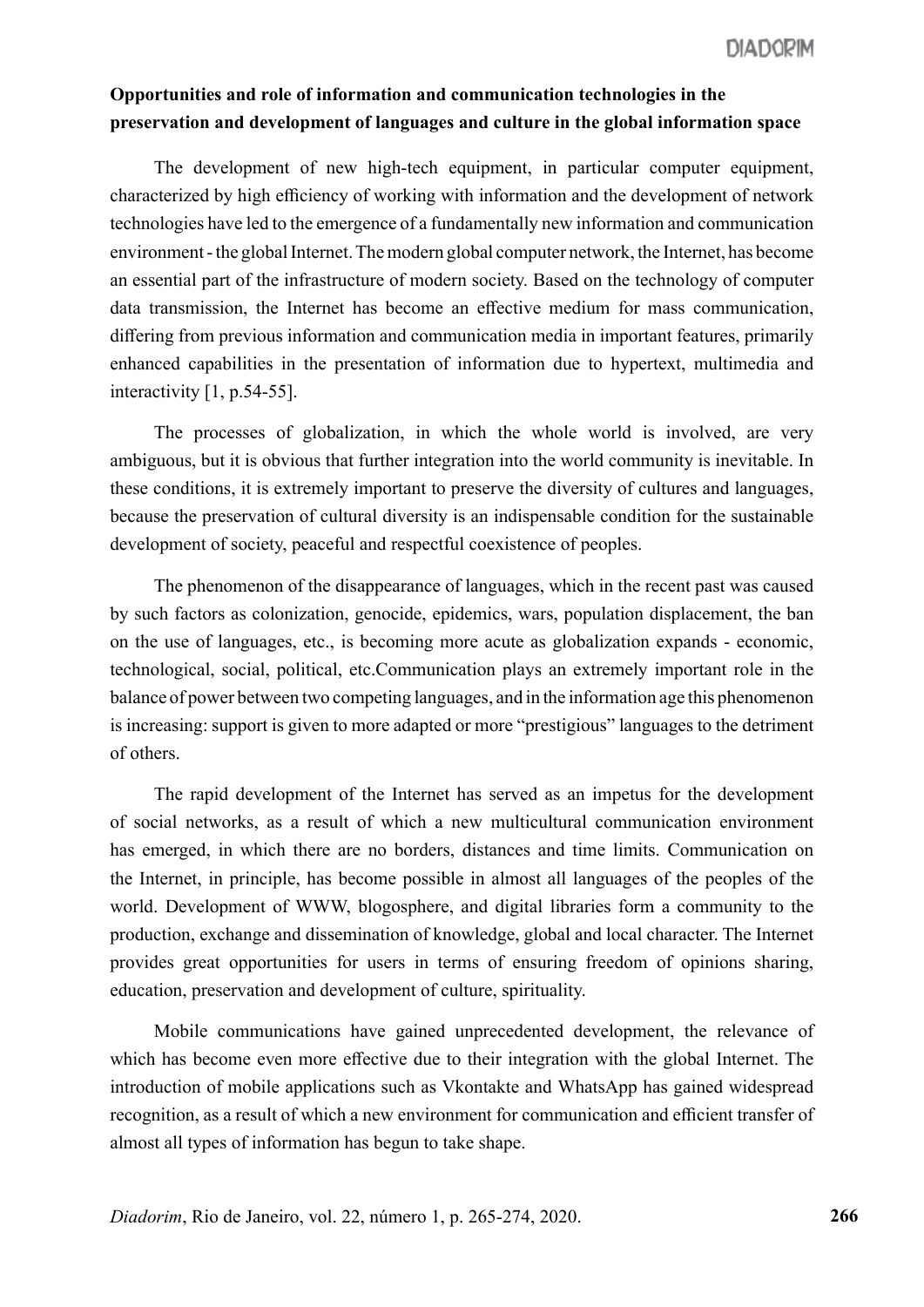**Opportunities and role of information and communication technologies in the preservation and development of languages and culture in the global information space**

The development of new high-tech equipment, in particular computer equipment, characterized by high efficiency of working with information and the development of network technologies have led to the emergence of a fundamentally new information and communication environment - the global Internet. The modern global computer network, the Internet, has become an essential part of the infrastructure of modern society. Based on the technology of computer data transmission, the Internet has become an effective medium for mass communication, differing from previous information and communication media in important features, primarily enhanced capabilities in the presentation of information due to hypertext, multimedia and interactivity [1, p.54-55].

The processes of globalization, in which the whole world is involved, are very ambiguous, but it is obvious that further integration into the world community is inevitable. In these conditions, it is extremely important to preserve the diversity of cultures and languages, because the preservation of cultural diversity is an indispensable condition for the sustainable development of society, peaceful and respectful coexistence of peoples.

The phenomenon of the disappearance of languages, which in the recent past was caused by such factors as colonization, genocide, epidemics, wars, population displacement, the ban on the use of languages, etc., is becoming more acute as globalization expands - economic, technological, social, political, etc.Communication plays an extremely important role in the balance of power between two competing languages, and in the information age this phenomenon is increasing: support is given to more adapted or more "prestigious" languages to the detriment of others.

The rapid development of the Internet has served as an impetus for the development of social networks, as a result of which a new multicultural communication environment has emerged, in which there are no borders, distances and time limits. Communication on the Internet, in principle, has become possible in almost all languages of the peoples of the world. Development of WWW, blogosphere, and digital libraries form a community to the production, exchange and dissemination of knowledge, global and local character. The Internet provides great opportunities for users in terms of ensuring freedom of opinions sharing, education, preservation and development of culture, spirituality.

Mobile communications have gained unprecedented development, the relevance of which has become even more effective due to their integration with the global Internet. The introduction of mobile applications such as Vkontakte and WhatsApp has gained widespread recognition, as a result of which a new environment for communication and efficient transfer of almost all types of information has begun to take shape.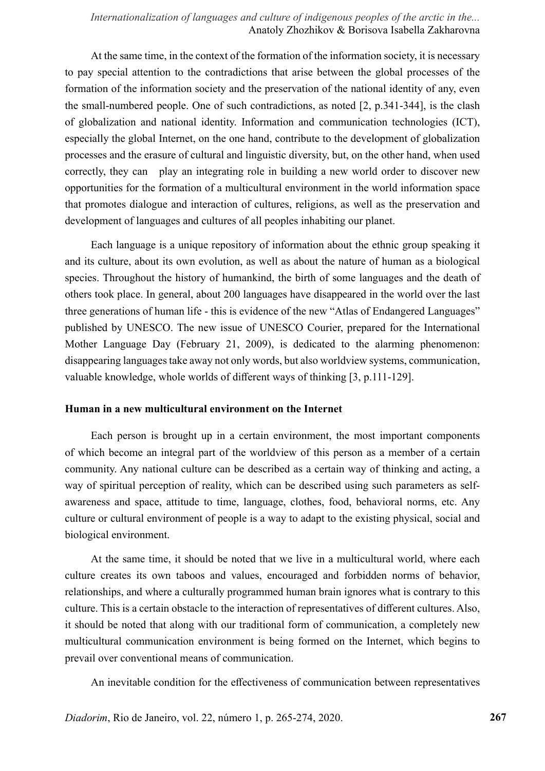At the same time, in the context of the formation of the information society, it is necessary to pay special attention to the contradictions that arise between the global processes of the formation of the information society and the preservation of the national identity of any, even the small-numbered people. One of such contradictions, as noted [2, p.341-344], is the clash of globalization and national identity. Information and communication technologies (ICT), especially the global Internet, on the one hand, contribute to the development of globalization processes and the erasure of cultural and linguistic diversity, but, on the other hand, when used correctly, they can play an integrating role in building a new world order to discover new opportunities for the formation of a multicultural environment in the world information space that promotes dialogue and interaction of cultures, religions, as well as the preservation and development of languages and cultures of all peoples inhabiting our planet.

Each language is a unique repository of information about the ethnic group speaking it and its culture, about its own evolution, as well as about the nature of human as a biological species. Throughout the history of humankind, the birth of some languages and the death of others took place. In general, about 200 languages have disappeared in the world over the last three generations of human life - this is evidence of the new "Atlas of Endangered Languages" published by UNESCO. The new issue of UNESCO Courier, prepared for the International Mother Language Day (February 21, 2009), is dedicated to the alarming phenomenon: disappearing languages take away not only words, but also worldview systems, communication, valuable knowledge, whole worlds of different ways of thinking [3, p.111-129].

**Human in a new multicultural environment on the Internet**

Each person is brought up in a certain environment, the most important components of which become an integral part of the worldview of this person as a member of a certain community. Any national culture can be described as a certain way of thinking and acting, a way of spiritual perception of reality, which can be described using such parameters as self-awareness and space, attitude to time, language, clothes, food, behavioral norms, etc. Any culture or cultural environment of people is a way to adapt to the existing physical, social and biological environment.

At the same time, it should be noted that we live in a multicultural world, where each culture creates its own taboos and values, encouraged and forbidden norms of behavior, relationships, and where a culturally programmed human brain ignores what is contrary to this culture. This is a certain obstacle to the interaction of representatives of different cultures. Also, it should be noted that along with our traditional form of communication, a completely new multicultural communication environment is being formed on the Internet, which begins to prevail over conventional means of communication.

An inevitable condition for the effectiveness of communication between representatives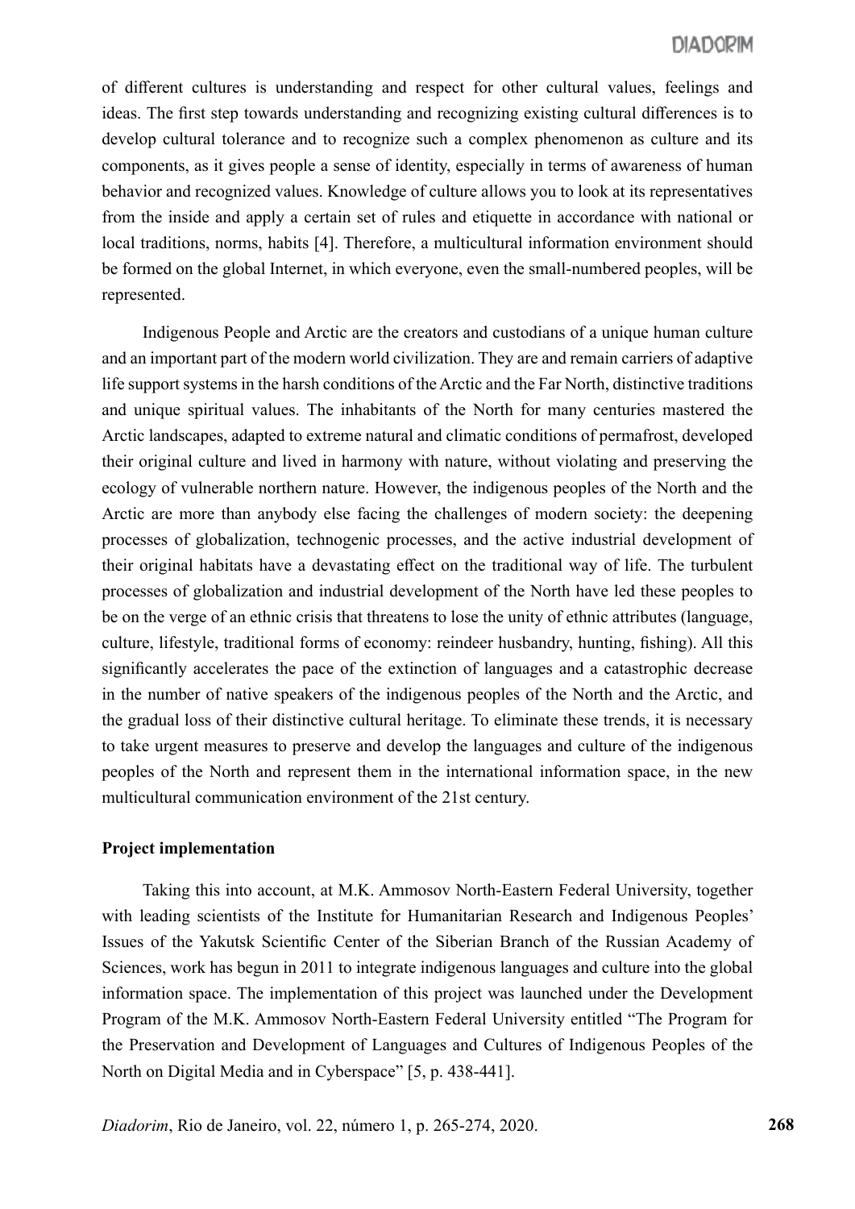of different cultures is understanding and respect for other cultural values, feelings and ideas. The first step towards understanding and recognizing existing cultural differences is to develop cultural tolerance and to recognize such a complex phenomenon as culture and its components, as it gives people a sense of identity, especially in terms of awareness of human behavior and recognized values. Knowledge of culture allows you to look at its representatives from the inside and apply a certain set of rules and etiquette in accordance with national or local traditions, norms, habits [4]. Therefore, a multicultural information environment should be formed on the global Internet, in which everyone, even the small-numbered peoples, will be represented.

Indigenous People and Arctic are the creators and custodians of a unique human culture and an important part of the modern world civilization. They are and remain carriers of adaptive life support systems in the harsh conditions of the Arctic and the Far North, distinctive traditions and unique spiritual values. The inhabitants of the North for many centuries mastered the Arctic landscapes, adapted to extreme natural and climatic conditions of permafrost, developed their original culture and lived in harmony with nature, without violating and preserving the ecology of vulnerable northern nature. However, the indigenous peoples of the North and the Arctic are more than anybody else facing the challenges of modern society: the deepening processes of globalization, technogenic processes, and the active industrial development of their original habitats have a devastating effect on the traditional way of life. The turbulent processes of globalization and industrial development of the North have led these peoples to be on the verge of an ethnic crisis that threatens to lose the unity of ethnic attributes (language, culture, lifestyle, traditional forms of economy: reindeer husbandry, hunting, fishing). All this significantly accelerates the pace of the extinction of languages and a catastrophic decrease in the number of native speakers of the indigenous peoples of the North and the Arctic, and the gradual loss of their distinctive cultural heritage. To eliminate these trends, it is necessary to take urgent measures to preserve and develop the languages and culture of the indigenous peoples of the North and represent them in the international information space, in the new multicultural communication environment of the 21st century.

**Project implementation**

Taking this into account, at M.K. Ammosov North-Eastern Federal University, together with leading scientists of the Institute for Humanitarian Research and Indigenous Peoples' Issues of the Yakutsk Scientific Center of the Siberian Branch of the Russian Academy of Sciences, work has begun in 2011 to integrate indigenous languages and culture into the global information space. The implementation of this project was launched under the Development Program of the M.K. Ammosov North-Eastern Federal University entitled "The Program for the Preservation and Development of Languages and Cultures of Indigenous Peoples of the North on Digital Media and in Cyberspace" [5, p. 438-441].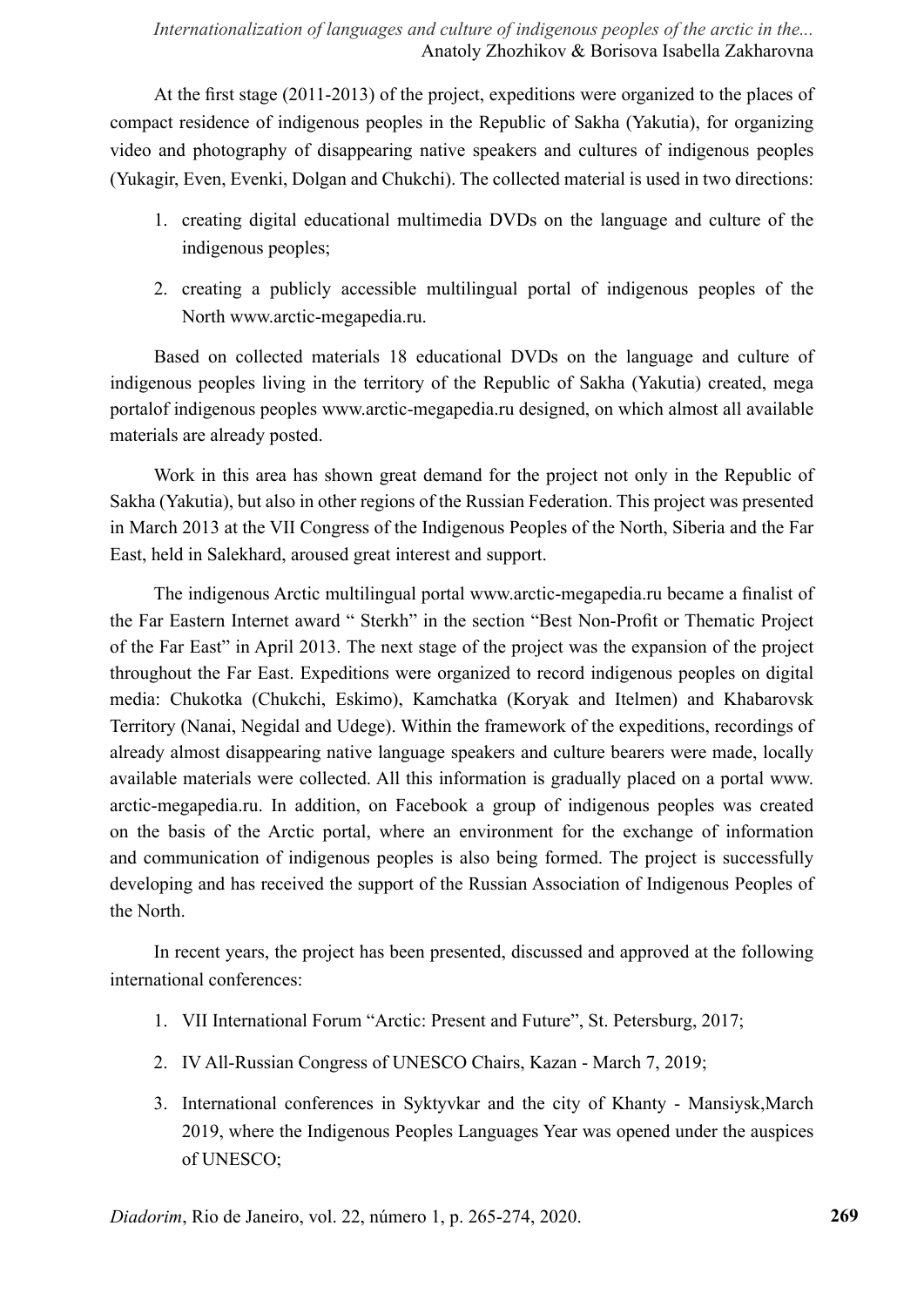At the first stage (2011-2013) of the project, expeditions were organized to the places of compact residence of indigenous peoples in the Republic of Sakha (Yakutia), for organizing video and photography of disappearing native speakers and cultures of indigenous peoples (Yukagir, Even, Evenki, Dolgan and Chukchi). The collected material is used in two directions:

1. creating digital educational multimedia DVDs on the language and culture of the indigenous peoples;
2. creating a publicly accessible multilingual portal of indigenous peoples of the North www.arctic-megapedia.ru.

Based on collected materials 18 educational DVDs on the language and culture of indigenous peoples living in the territory of the Republic of Sakha (Yakutia) created, mega portalof indigenous peoples www.arctic-megapedia.ru designed, on which almost all available materials are already posted.

Work in this area has shown great demand for the project not only in the Republic of Sakha (Yakutia), but also in other regions of the Russian Federation. This project was presented in March 2013 at the VII Congress of the Indigenous Peoples of the North, Siberia and the Far East, held in Salekhard, aroused great interest and support.

The indigenous Arctic multilingual portal www.arctic-megapedia.ru became a finalist of the Far Eastern Internet award " Sterkh" in the section "Best Non-Profit or Thematic Project of the Far East" in April 2013. The next stage of the project was the expansion of the project throughout the Far East. Expeditions were organized to record indigenous peoples on digital media: Chukotka (Chukchi, Eskimo), Kamchatka (Koryak and Itelmen) and Khabarovsk Territory (Nanai, Negidal and Udege). Within the framework of the expeditions, recordings of already almost disappearing native language speakers and culture bearers were made, locally available materials were collected. All this information is gradually placed on a portal www. arctic-megapedia.ru. In addition, on Facebook a group of indigenous peoples was created on the basis of the Arctic portal, where an environment for the exchange of information and communication of indigenous peoples is also being formed. The project is successfully developing and has received the support of the Russian Association of Indigenous Peoples of the North.

In recent years, the project has been presented, discussed and approved at the following international conferences:

1. VII International Forum "Arctic: Present and Future", St. Petersburg, 2017;
2. IV All-Russian Congress of UNESCO Chairs, Kazan - March 7, 2019;
3. International conferences in Syktyvkar and the city of Khanty - Mansiysk,March 2019, where the Indigenous Peoples Languages Year was opened under the auspices of UNESCO;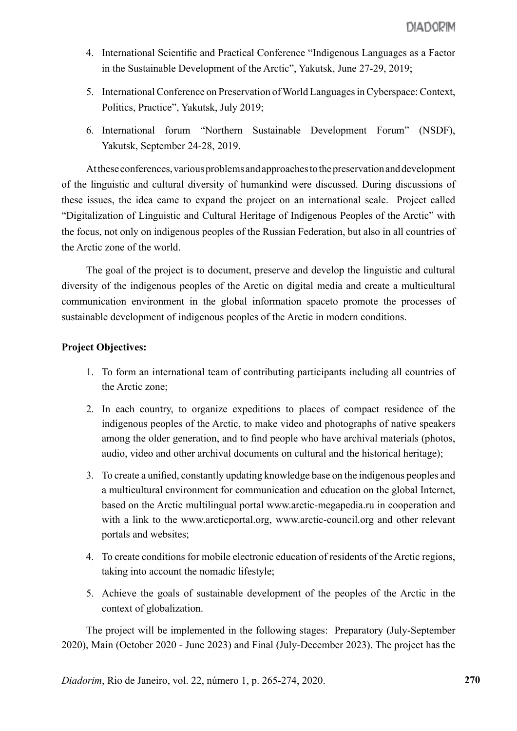4. International Scientific and Practical Conference "Indigenous Languages as a Factor in the Sustainable Development of the Arctic", Yakutsk, June 27-29, 2019;
5. International Conference on Preservation of World Languages in Cyberspace: Context, Politics, Practice", Yakutsk, July 2019;
6. International forum "Northern Sustainable Development Forum" (NSDF), Yakutsk, September 24-28, 2019.

At these conferences, various problems and approaches to the preservation and development of the linguistic and cultural diversity of humankind were discussed. During discussions of these issues, the idea came to expand the project on an international scale. Project called "Digitalization of Linguistic and Cultural Heritage of Indigenous Peoples of the Arctic" with the focus, not only on indigenous peoples of the Russian Federation, but also in all countries of the Arctic zone of the world.

The goal of the project is to document, preserve and develop the linguistic and cultural diversity of the indigenous peoples of the Arctic on digital media and create a multicultural communication environment in the global information spaceto promote the processes of sustainable development of indigenous peoples of the Arctic in modern conditions.

**Project Objectives:**

1. To form an international team of contributing participants including all countries of the Arctic zone;
2. In each country, to organize expeditions to places of compact residence of the indigenous peoples of the Arctic, to make video and photographs of native speakers among the older generation, and to find people who have archival materials (photos, audio, video and other archival documents on cultural and the historical heritage);
3. To create a unified, constantly updating knowledge base on the indigenous peoples and a multicultural environment for communication and education on the global Internet, based on the Arctic multilingual portal www.arctic-megapedia.ru in cooperation and with a link to the www.arcticportal.org, www.arctic-council.org and other relevant portals and websites;
4. To create conditions for mobile electronic education of residents of the Arctic regions, taking into account the nomadic lifestyle;
5. Achieve the goals of sustainable development of the peoples of the Arctic in the context of globalization.

The project will be implemented in the following stages: Preparatory (July-September 2020), Main (October 2020 - June 2023) and Final (July-December 2023). The project has the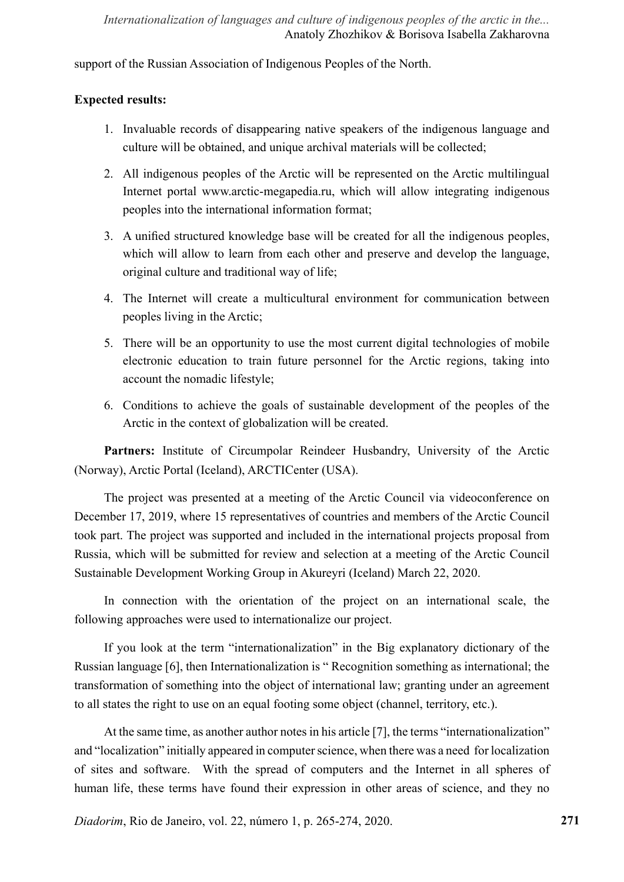support of the Russian Association of Indigenous Peoples of the North.

**Expected results:**

1. Invaluable records of disappearing native speakers of the indigenous language and culture will be obtained, and unique archival materials will be collected;
2. All indigenous peoples of the Arctic will be represented on the Arctic multilingual Internet portal www.arctic-megapedia.ru, which will allow integrating indigenous peoples into the international information format;
3. A unified structured knowledge base will be created for all the indigenous peoples, which will allow to learn from each other and preserve and develop the language, original culture and traditional way of life;
4. The Internet will create a multicultural environment for communication between peoples living in the Arctic;
5. There will be an opportunity to use the most current digital technologies of mobile electronic education to train future personnel for the Arctic regions, taking into account the nomadic lifestyle;
6. Conditions to achieve the goals of sustainable development of the peoples of the Arctic in the context of globalization will be created.

**Partners:** Institute of Circumpolar Reindeer Husbandry, University of the Arctic (Norway), Arctic Portal (Iceland), ARCTICenter (USA).

The project was presented at a meeting of the Arctic Council via videoconference on December 17, 2019, where 15 representatives of countries and members of the Arctic Council took part. The project was supported and included in the international projects proposal from Russia, which will be submitted for review and selection at a meeting of the Arctic Council Sustainable Development Working Group in Akureyri (Iceland) March 22, 2020.

In connection with the orientation of the project on an international scale, the following approaches were used to internationalize our project.

If you look at the term "internationalization" in the Big explanatory dictionary of the Russian language [6], then Internationalization is " Recognition something as international; the transformation of something into the object of international law; granting under an agreement to all states the right to use on an equal footing some object (channel, territory, etc.).

At the same time, as another author notes in his article [7], the terms "internationalization" and "localization" initially appeared in computer science, when there was a need for localization of sites and software. With the spread of computers and the Internet in all spheres of human life, these terms have found their expression in other areas of science, and they no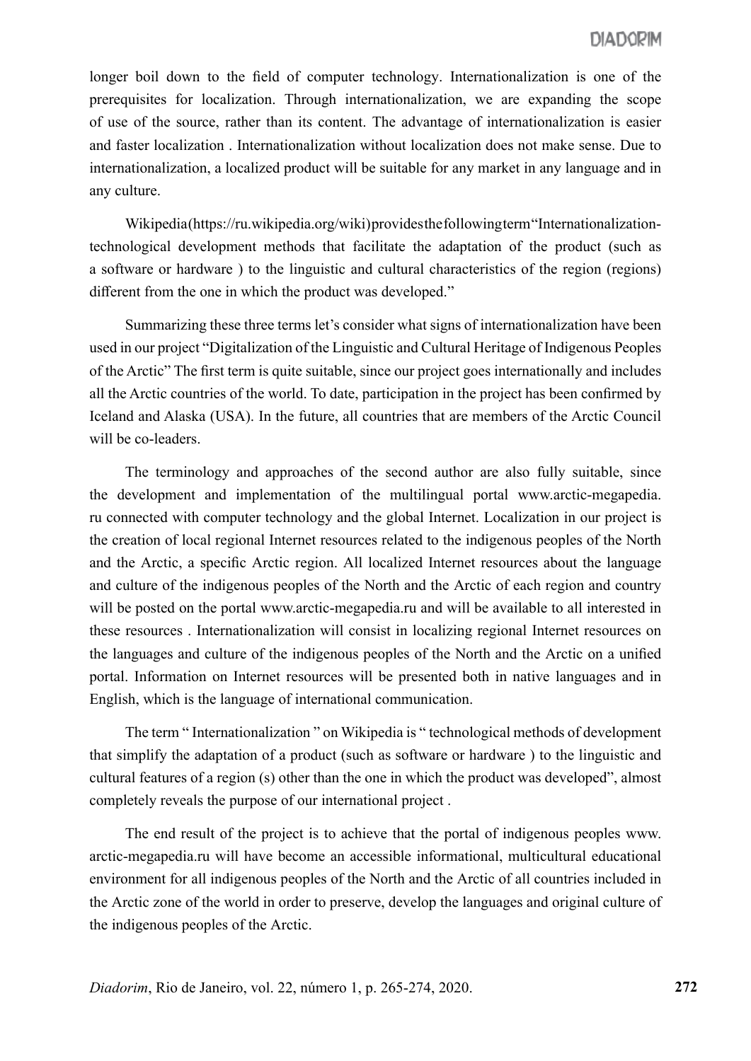longer boil down to the field of computer technology. Internationalization is one of the prerequisites for localization. Through internationalization, we are expanding the scope of use of the source, rather than its content. The advantage of internationalization is easier and faster localization . Internationalization without localization does not make sense. Due to internationalization, a localized product will be suitable for any market in any language and in any culture.

Wikipedia (https://ru.wikipedia.org/wiki) provides the following term "Internationalization- technological development methods that facilitate the adaptation of the product (such as a software or hardware ) to the linguistic and cultural characteristics of the region (regions) different from the one in which the product was developed."

Summarizing these three terms let's consider what signs of internationalization have been used in our project "Digitalization of the Linguistic and Cultural Heritage of Indigenous Peoples of the Arctic" The first term is quite suitable, since our project goes internationally and includes all the Arctic countries of the world. To date, participation in the project has been confirmed by Iceland and Alaska (USA). In the future, all countries that are members of the Arctic Council will be co-leaders.

The terminology and approaches of the second author are also fully suitable, since the development and implementation of the multilingual portal www.arctic-megapedia.ru connected with computer technology and the global Internet. Localization in our project is the creation of local regional Internet resources related to the indigenous peoples of the North and the Arctic, a specific Arctic region. All localized Internet resources about the language and culture of the indigenous peoples of the North and the Arctic of each region and country will be posted on the portal www.arctic-megapedia.ru and will be available to all interested in these resources . Internationalization will consist in localizing regional Internet resources on the languages and culture of the indigenous peoples of the North and the Arctic on a unified portal. Information on Internet resources will be presented both in native languages and in English, which is the language of international communication.

The term " Internationalization " on Wikipedia is " technological methods of development that simplify the adaptation of a product (such as software or hardware ) to the linguistic and cultural features of a region (s) other than the one in which the product was developed", almost completely reveals the purpose of our international project .

The end result of the project is to achieve that the portal of indigenous peoples www.arctic-megapedia.ru will have become an accessible informational, multicultural educational environment for all indigenous peoples of the North and the Arctic of all countries included in the Arctic zone of the world in order to preserve, develop the languages and original culture of the indigenous peoples of the Arctic.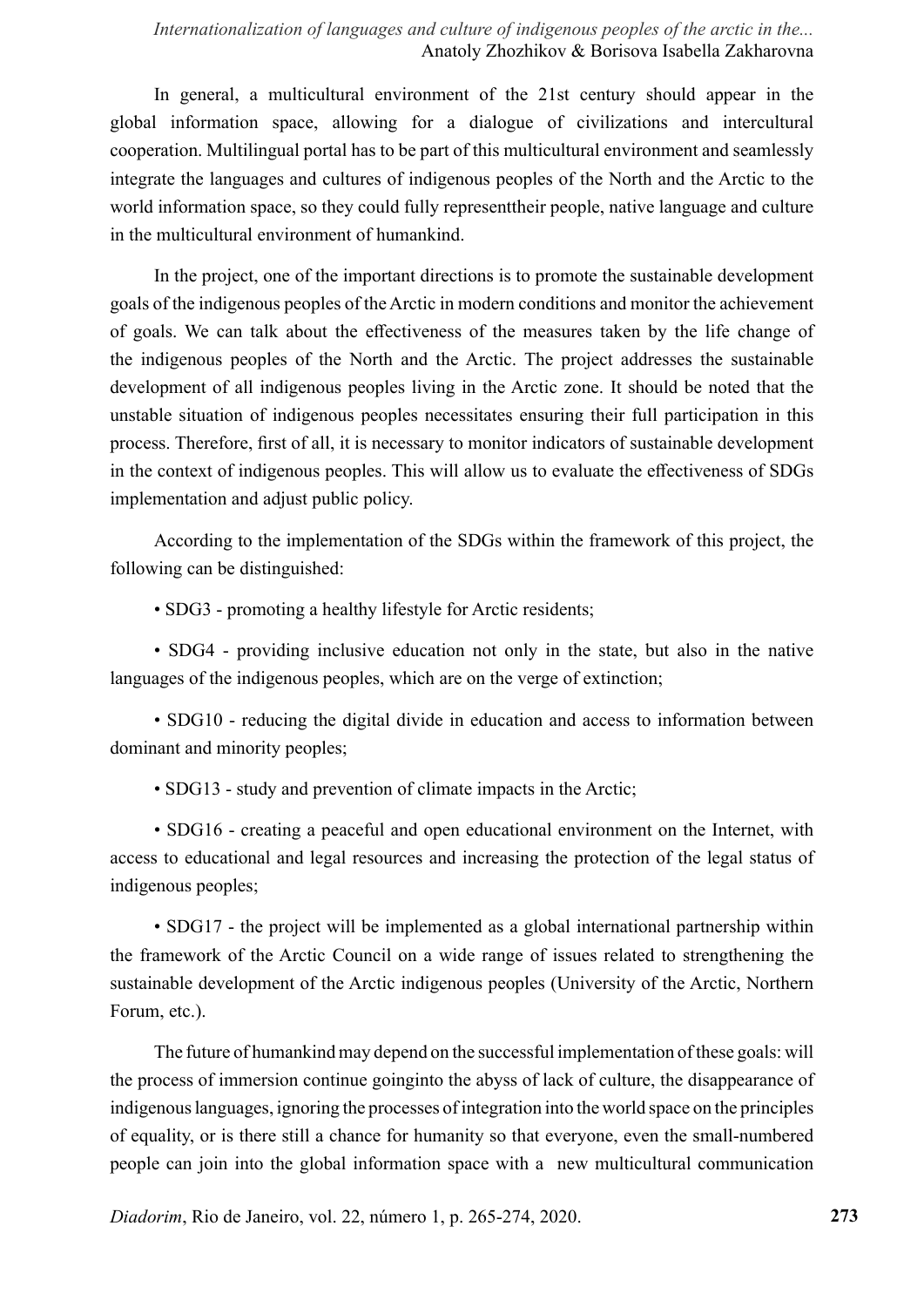In general, a multicultural environment of the 21st century should appear in the global information space, allowing for a dialogue of civilizations and intercultural cooperation. Multilingual portal has to be part of this multicultural environment and seamlessly integrate the languages and cultures of indigenous peoples of the North and the Arctic to the world information space, so they could fully representtheir people, native language and culture in the multicultural environment of humankind.

In the project, one of the important directions is to promote the sustainable development goals of the indigenous peoples of the Arctic in modern conditions and monitor the achievement of goals. We can talk about the effectiveness of the measures taken by the life change of the indigenous peoples of the North and the Arctic. The project addresses the sustainable development of all indigenous peoples living in the Arctic zone. It should be noted that the unstable situation of indigenous peoples necessitates ensuring their full participation in this process. Therefore, first of all, it is necessary to monitor indicators of sustainable development in the context of indigenous peoples. This will allow us to evaluate the effectiveness of SDGs implementation and adjust public policy.

According to the implementation of the SDGs within the framework of this project, the following can be distinguished:

- SDG3 - promoting a healthy lifestyle for Arctic residents;
- SDG4 - providing inclusive education not only in the state, but also in the native languages of the indigenous peoples, which are on the verge of extinction;
- SDG10 - reducing the digital divide in education and access to information between dominant and minority peoples;
- SDG13 - study and prevention of climate impacts in the Arctic;
- SDG16 - creating a peaceful and open educational environment on the Internet, with access to educational and legal resources and increasing the protection of the legal status of indigenous peoples;
- SDG17 - the project will be implemented as a global international partnership within the framework of the Arctic Council on a wide range of issues related to strengthening the sustainable development of the Arctic indigenous peoples (University of the Arctic, Northern Forum, etc.).

The future of humankind may depend on the successful implementation of these goals: will the process of immersion continue goinginto the abyss of lack of culture, the disappearance of indigenous languages, ignoring the processes of integration into the world space on the principles of equality, or is there still a chance for humanity so that everyone, even the small-numbered people can join into the global information space with a new multicultural communication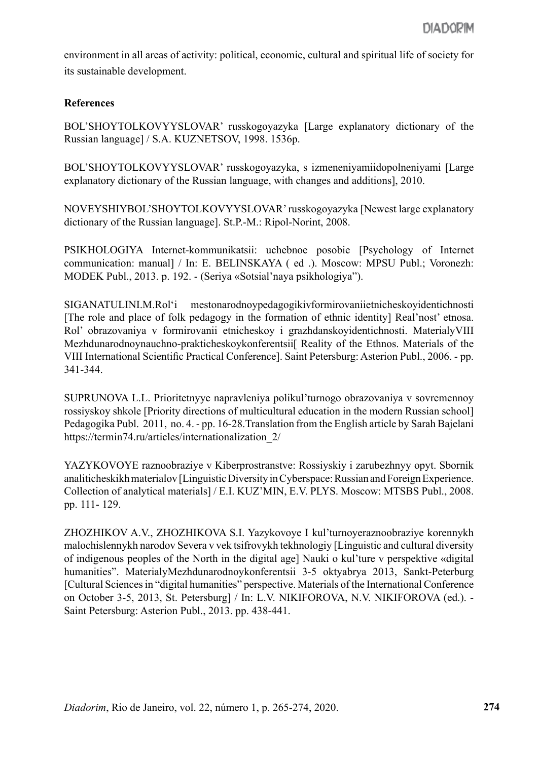environment in all areas of activity: political, economic, cultural and spiritual life of society for its sustainable development.

**References**

BOL'SHOYTOLKOVYYSLOVAR' russkogoyazyka [Large explanatory dictionary of the Russian language] / S.A. KUZNETSOV, 1998. 1536p.

BOL'SHOYTOLKOVYYSLOVAR' russkogoyazyka, s izmeneniyamiidopolneniyami [Large explanatory dictionary of the Russian language, with changes and additions], 2010.

NOVEYSHIYBOL'SHOYTOLKOVYYSLOVAR' russkogoyazyka [Newest large explanatory dictionary of the Russian language]. St.P.-M.: Ripol-Norint, 2008.

PSIKHOLOGIYA Internet-kommunikatsii: uchebnoe posobie [Psychology of Internet communication: manual] / In: E. BELINSKAYA ( ed .). Moscow: MPSU Publ.; Voronezh: MODEK Publ., 2013. p. 192. - (Seriya «Sotsial'naya psikhologiya").

SIGANATULINI.M.Rol'i mestonarodnoypedagogikivformirovaniietnicheskoyidentichnosti [The role and place of folk pedagogy in the formation of ethnic identity] Real'nost' etnosa. Rol' obrazovaniya v formirovanii etnicheskoy i grazhdanskoyidentichnosti. MaterialyVIII Mezhdunarodnoynauchno-prakticheskoykonferentsii[ Reality of the Ethnos. Materials of the VIII International Scientific Practical Conference]. Saint Petersburg: Asterion Publ., 2006. - pp. 341-344.

SUPRUNOVA L.L. Prioritetnyye napravleniya polikul'turnogo obrazovaniya v sovremennoy rossiyskoy shkole [Priority directions of multicultural education in the modern Russian school] Pedagogika Publ. 2011, no. 4. - pp. 16-28.Translation from the English article by Sarah Bajelani https://termin74.ru/articles/internationalization_2/

YAZYKOVOYE raznoobraziye v Kiberprostranstve: Rossiyskiy i zarubezhnyy opyt. Sbornik analiticheskikh materialov [Linguistic Diversity in Cyberspace: Russian and Foreign Experience. Collection of analytical materials] / E.I. KUZ'MIN, E.V. PLYS. Moscow: MTSBS Publ., 2008. pp. 111- 129.

ZHOZHIKOV A.V., ZHOZHIKOVA S.I. Yazykovoye I kul'turnoyeraznoobraziye korennykh malochislennykh narodov Severa v vek tsifrovykh tekhnologiy [Linguistic and cultural diversity of indigenous peoples of the North in the digital age] Nauki o kul'ture v perspektive «digital humanities". MaterialyMezhdunarodnoykonferentsii 3-5 oktyabrya 2013, Sankt-Peterburg [Cultural Sciences in "digital humanities" perspective. Materials of the International Conference on October 3-5, 2013, St. Petersburg] / In: L.V. NIKIFOROVA, N.V. NIKIFOROVA (ed.). - Saint Petersburg: Asterion Publ., 2013. pp. 438-441.